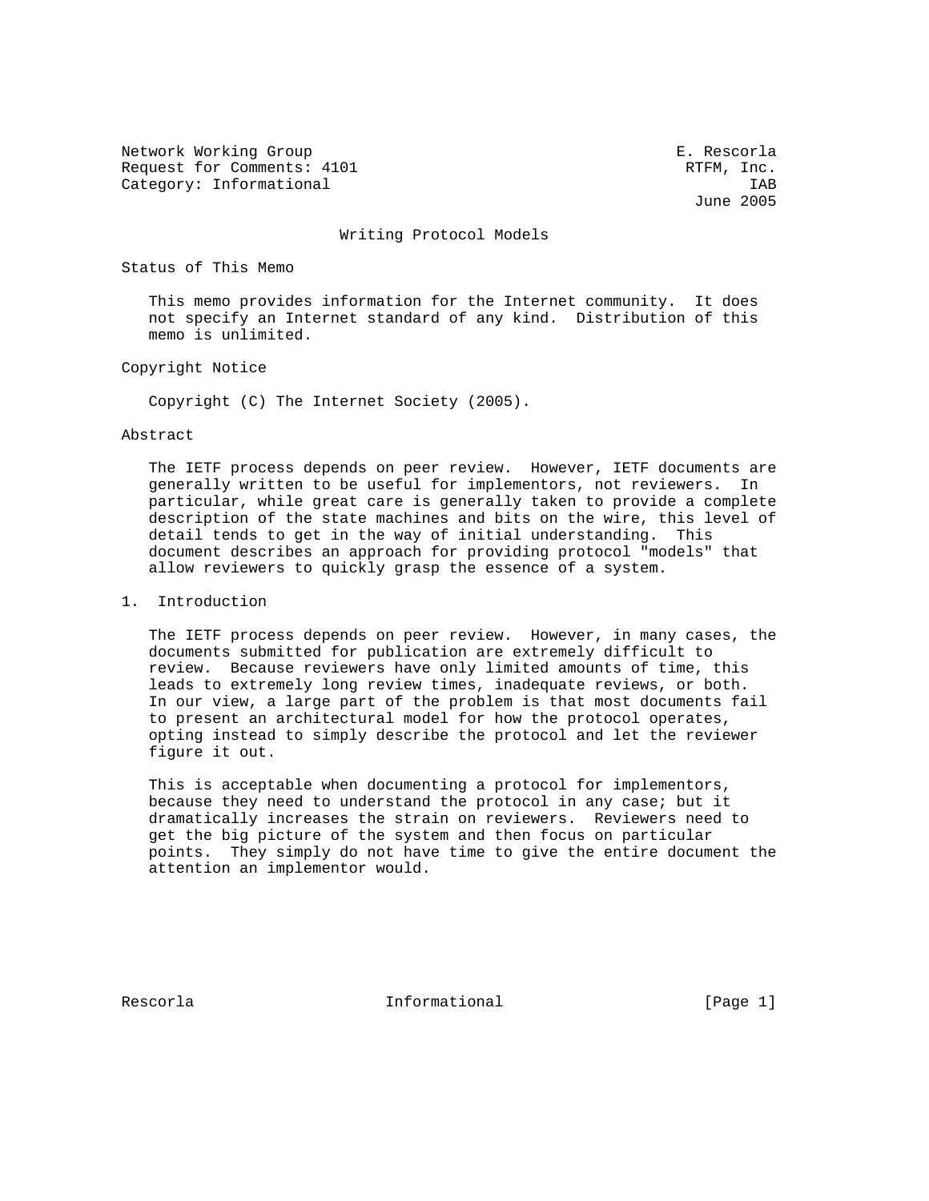Network Working Group E. Rescorla
Request for Comments: 4101 RTFM, Inc.
Category: Informational IAB
June 2005

# Writing Protocol Models

## Status of This Memo

This memo provides information for the Internet community. It does not specify an Internet standard of any kind. Distribution of this memo is unlimited.

## Copyright Notice

Copyright (C) The Internet Society (2005).

## Abstract

The IETF process depends on peer review. However, IETF documents are generally written to be useful for implementors, not reviewers. In particular, while great care is generally taken to provide a complete description of the state machines and bits on the wire, this level of detail tends to get in the way of initial understanding. This document describes an approach for providing protocol "models" that allow reviewers to quickly grasp the essence of a system.

## 1. Introduction

The IETF process depends on peer review. However, in many cases, the documents submitted for publication are extremely difficult to review. Because reviewers have only limited amounts of time, this leads to extremely long review times, inadequate reviews, or both. In our view, a large part of the problem is that most documents fail to present an architectural model for how the protocol operates, opting instead to simply describe the protocol and let the reviewer figure it out.

This is acceptable when documenting a protocol for implementors, because they need to understand the protocol in any case; but it dramatically increases the strain on reviewers. Reviewers need to get the big picture of the system and then focus on particular points. They simply do not have time to give the entire document the attention an implementor would.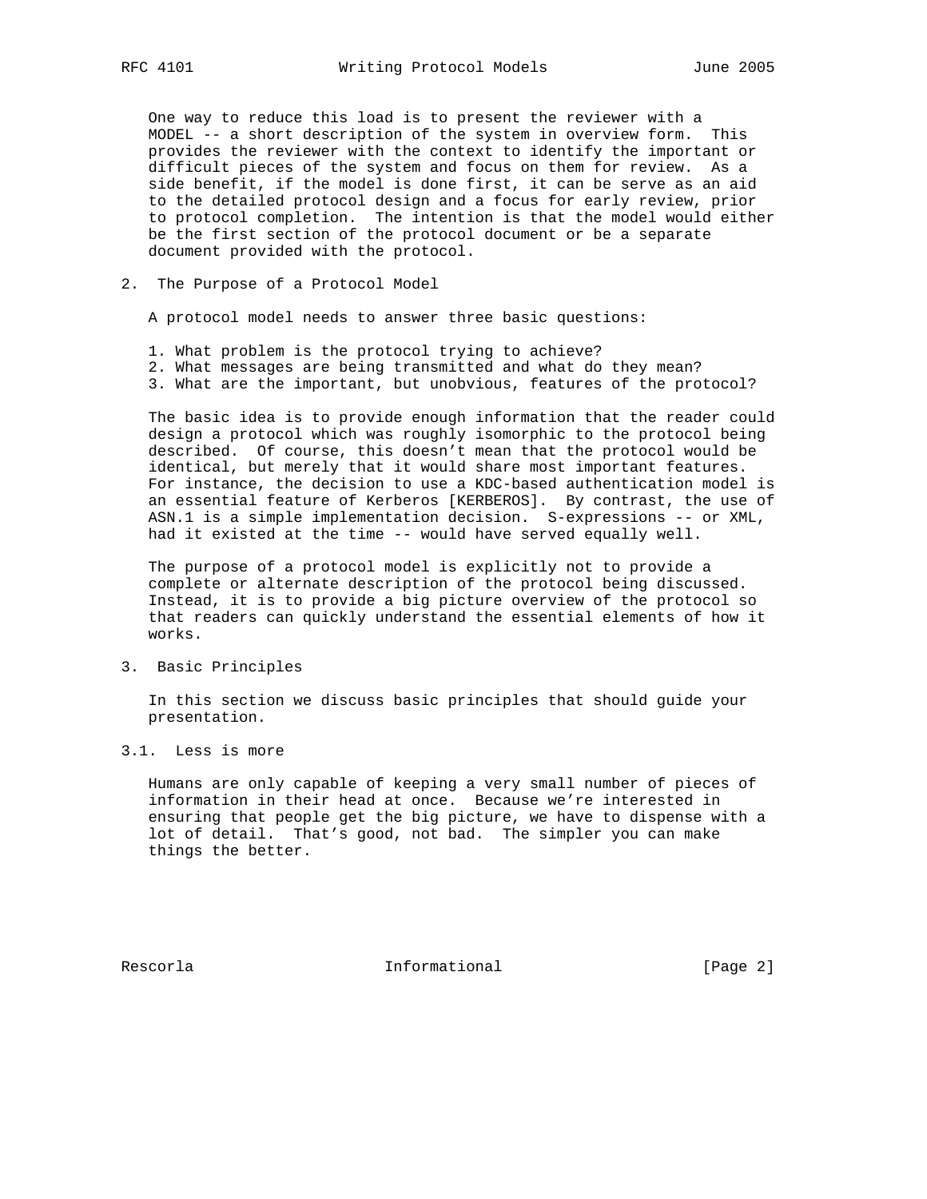One way to reduce this load is to present the reviewer with a MODEL -- a short description of the system in overview form. This provides the reviewer with the context to identify the important or difficult pieces of the system and focus on them for review. As a side benefit, if the model is done first, it can be serve as an aid to the detailed protocol design and a focus for early review, prior to protocol completion. The intention is that the model would either be the first section of the protocol document or be a separate document provided with the protocol.

## 2. The Purpose of a Protocol Model

A protocol model needs to answer three basic questions:

1. What problem is the protocol trying to achieve?
2. What messages are being transmitted and what do they mean?
3. What are the important, but unobvious, features of the protocol?

The basic idea is to provide enough information that the reader could design a protocol which was roughly isomorphic to the protocol being described. Of course, this doesn't mean that the protocol would be identical, but merely that it would share most important features. For instance, the decision to use a KDC-based authentication model is an essential feature of Kerberos [KERBEROS]. By contrast, the use of ASN.1 is a simple implementation decision. S-expressions -- or XML, had it existed at the time -- would have served equally well.

The purpose of a protocol model is explicitly not to provide a complete or alternate description of the protocol being discussed. Instead, it is to provide a big picture overview of the protocol so that readers can quickly understand the essential elements of how it works.

## 3. Basic Principles

In this section we discuss basic principles that should guide your presentation.

### 3.1. Less is more

Humans are only capable of keeping a very small number of pieces of information in their head at once. Because we're interested in ensuring that people get the big picture, we have to dispense with a lot of detail. That's good, not bad. The simpler you can make things the better.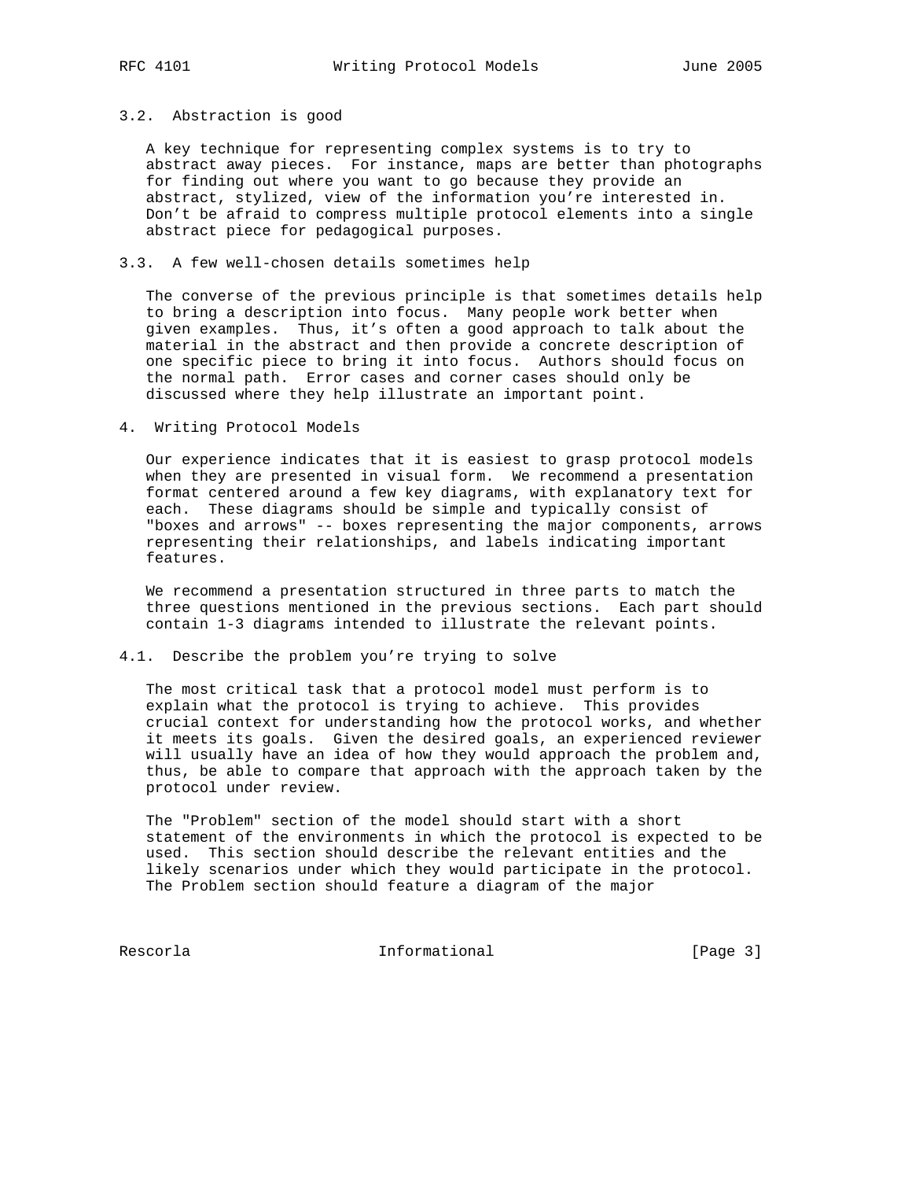### 3.2. Abstraction is good

A key technique for representing complex systems is to try to abstract away pieces. For instance, maps are better than photographs for finding out where you want to go because they provide an abstract, stylized, view of the information you're interested in. Don't be afraid to compress multiple protocol elements into a single abstract piece for pedagogical purposes.

### 3.3. A few well-chosen details sometimes help

The converse of the previous principle is that sometimes details help to bring a description into focus. Many people work better when given examples. Thus, it's often a good approach to talk about the material in the abstract and then provide a concrete description of one specific piece to bring it into focus. Authors should focus on the normal path. Error cases and corner cases should only be discussed where they help illustrate an important point.

## 4. Writing Protocol Models

Our experience indicates that it is easiest to grasp protocol models when they are presented in visual form. We recommend a presentation format centered around a few key diagrams, with explanatory text for each. These diagrams should be simple and typically consist of "boxes and arrows" -- boxes representing the major components, arrows representing their relationships, and labels indicating important features.

We recommend a presentation structured in three parts to match the three questions mentioned in the previous sections. Each part should contain 1-3 diagrams intended to illustrate the relevant points.

### 4.1. Describe the problem you're trying to solve

The most critical task that a protocol model must perform is to explain what the protocol is trying to achieve. This provides crucial context for understanding how the protocol works, and whether it meets its goals. Given the desired goals, an experienced reviewer will usually have an idea of how they would approach the problem and, thus, be able to compare that approach with the approach taken by the protocol under review.

The "Problem" section of the model should start with a short statement of the environments in which the protocol is expected to be used. This section should describe the relevant entities and the likely scenarios under which they would participate in the protocol. The Problem section should feature a diagram of the major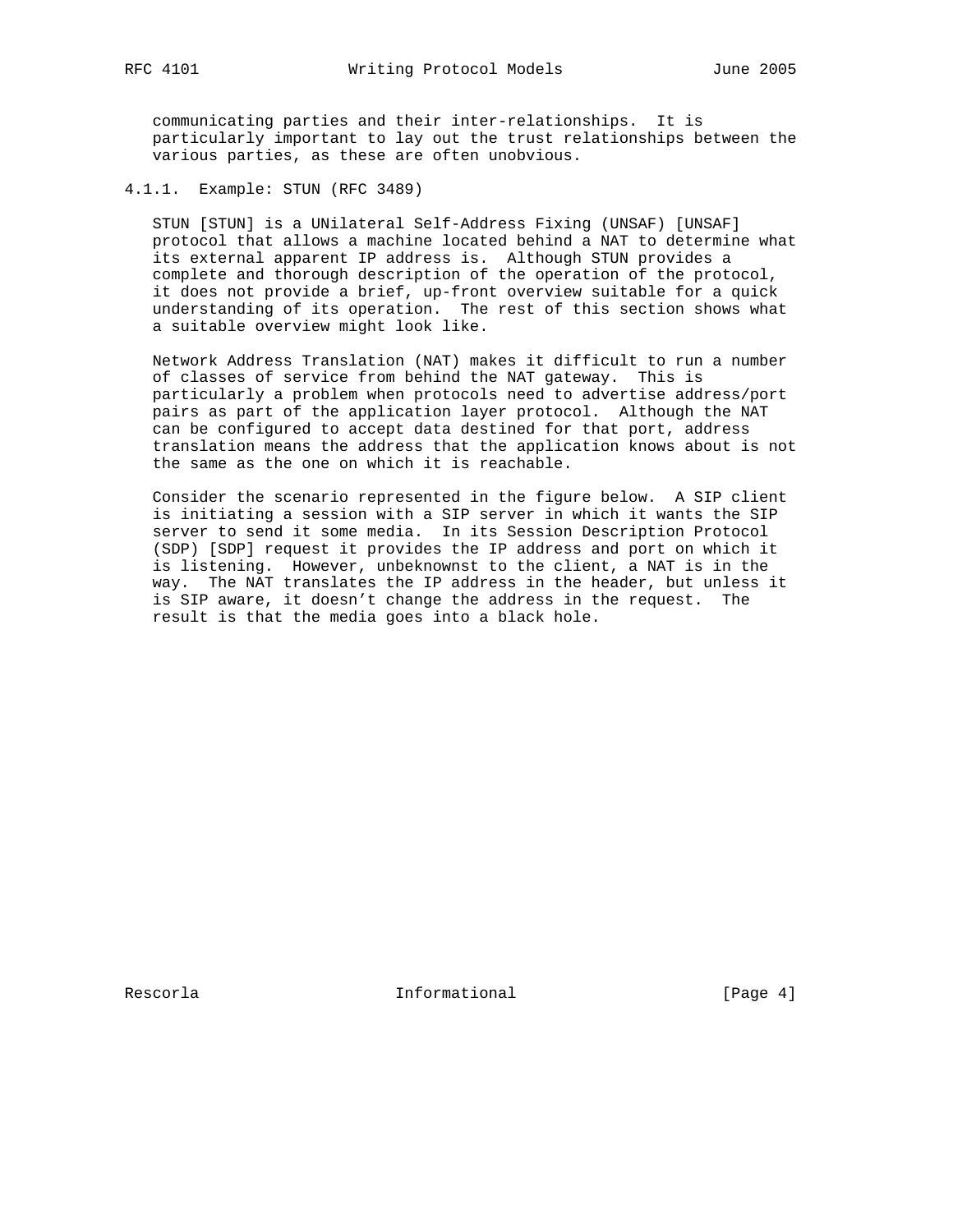communicating parties and their inter-relationships. It is particularly important to lay out the trust relationships between the various parties, as these are often unobvious.

#### 4.1.1. Example: STUN (RFC 3489)

STUN [STUN] is a UNilateral Self-Address Fixing (UNSAF) [UNSAF] protocol that allows a machine located behind a NAT to determine what its external apparent IP address is. Although STUN provides a complete and thorough description of the operation of the protocol, it does not provide a brief, up-front overview suitable for a quick understanding of its operation. The rest of this section shows what a suitable overview might look like.

Network Address Translation (NAT) makes it difficult to run a number of classes of service from behind the NAT gateway. This is particularly a problem when protocols need to advertise address/port pairs as part of the application layer protocol. Although the NAT can be configured to accept data destined for that port, address translation means the address that the application knows about is not the same as the one on which it is reachable.

Consider the scenario represented in the figure below. A SIP client is initiating a session with a SIP server in which it wants the SIP server to send it some media. In its Session Description Protocol (SDP) [SDP] request it provides the IP address and port on which it is listening. However, unbeknownst to the client, a NAT is in the way. The NAT translates the IP address in the header, but unless it is SIP aware, it doesn't change the address in the request. The result is that the media goes into a black hole.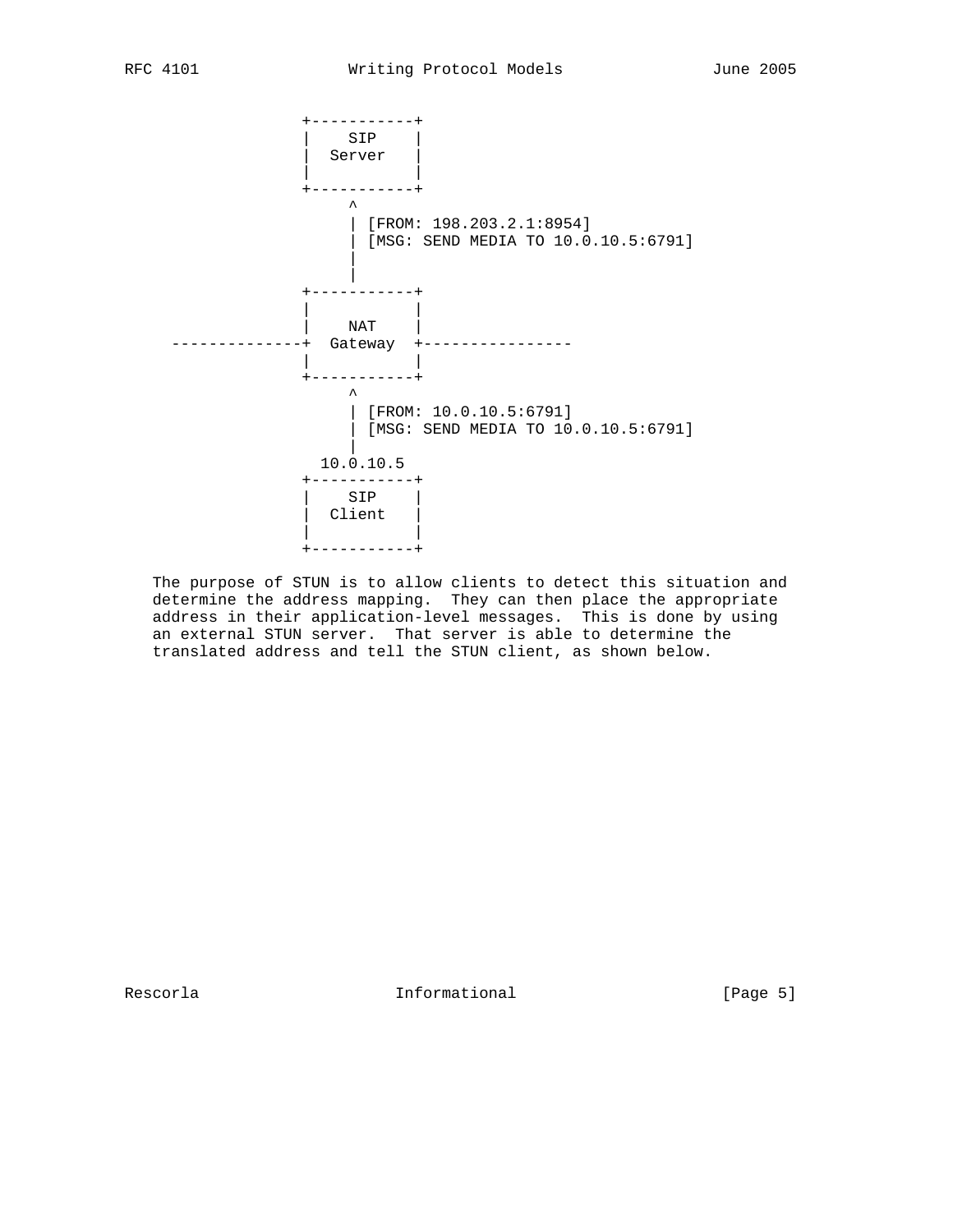```
               +-----------+
               |    SIP    |
               |  Server   |
               |           |
               +-----------+
                    ^
                    | [FROM: 198.203.2.1:8954]
                    | [MSG: SEND MEDIA TO 10.0.10.5:6791]
                    |
                    |
               +-----------+
               |           |
               |    NAT    |
  -------------+  Gateway  +----------------
               |           |
               +-----------+
                    ^
                    | [FROM: 10.0.10.5:6791]
                    | [MSG: SEND MEDIA TO 10.0.10.5:6791]
                    |
                10.0.10.5
               +-----------+
               |    SIP    |
               |  Client   |
               |           |
               +-----------+
```

The purpose of STUN is to allow clients to detect this situation and determine the address mapping. They can then place the appropriate address in their application-level messages. This is done by using an external STUN server. That server is able to determine the translated address and tell the STUN client, as shown below.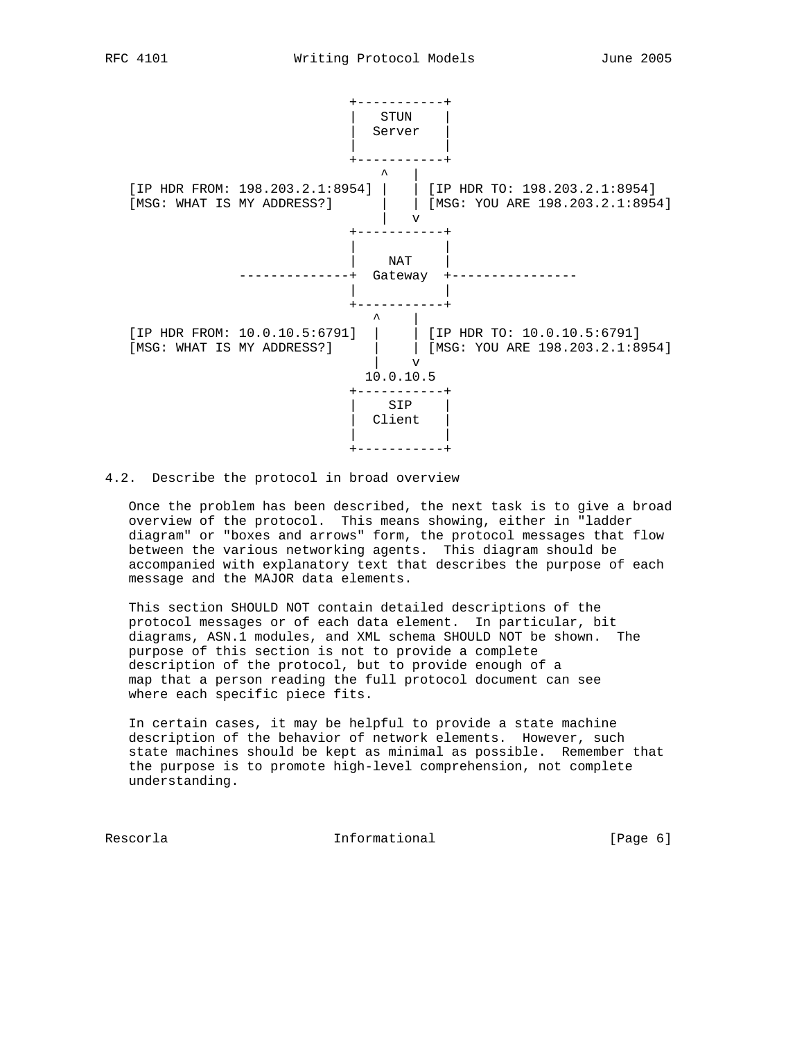```
                             +-----------+
                             |   STUN    |
                             |  Server   |
                             |           |
                             +-----------+
                                ^   |
  [IP HDR FROM: 198.203.2.1:8954] |   | [IP HDR TO: 198.203.2.1:8954]
  [MSG: WHAT IS MY ADDRESS?]      |   | [MSG: YOU ARE 198.203.2.1:8954]
                                |   v
                             +-----------+
                             |           |
                             |    NAT    |
               --------------+  Gateway  +----------------
                             |           |
                             +-----------+
                               ^    |
  [IP HDR FROM: 10.0.10.5:6791]  |    | [IP HDR TO: 10.0.10.5:6791]
  [MSG: WHAT IS MY ADDRESS?]     |    | [MSG: YOU ARE 198.203.2.1:8954]
                               |    v
                              10.0.10.5
                             +-----------+
                             |    SIP    |
                             |  Client   |
                             |           |
                             +-----------+
```

## 4.2. Describe the protocol in broad overview

Once the problem has been described, the next task is to give a broad overview of the protocol. This means showing, either in "ladder diagram" or "boxes and arrows" form, the protocol messages that flow between the various networking agents. This diagram should be accompanied with explanatory text that describes the purpose of each message and the MAJOR data elements.

This section SHOULD NOT contain detailed descriptions of the protocol messages or of each data element. In particular, bit diagrams, ASN.1 modules, and XML schema SHOULD NOT be shown. The purpose of this section is not to provide a complete description of the protocol, but to provide enough of a map that a person reading the full protocol document can see where each specific piece fits.

In certain cases, it may be helpful to provide a state machine description of the behavior of network elements. However, such state machines should be kept as minimal as possible. Remember that the purpose is to promote high-level comprehension, not complete understanding.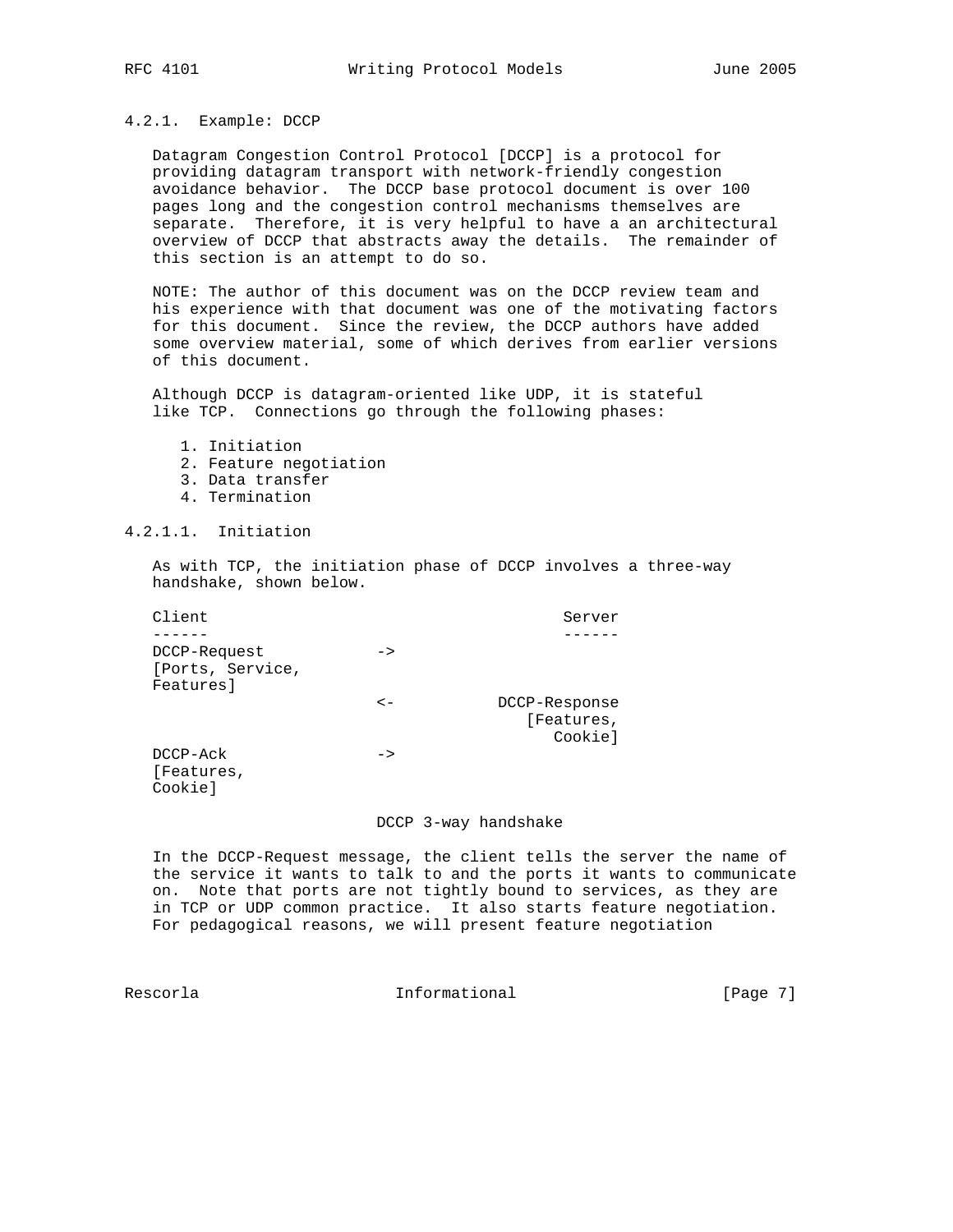#### 4.2.1. Example: DCCP

Datagram Congestion Control Protocol [DCCP] is a protocol for providing datagram transport with network-friendly congestion avoidance behavior. The DCCP base protocol document is over 100 pages long and the congestion control mechanisms themselves are separate. Therefore, it is very helpful to have a an architectural overview of DCCP that abstracts away the details. The remainder of this section is an attempt to do so.

NOTE: The author of this document was on the DCCP review team and his experience with that document was one of the motivating factors for this document. Since the review, the DCCP authors have added some overview material, some of which derives from earlier versions of this document.

Although DCCP is datagram-oriented like UDP, it is stateful like TCP. Connections go through the following phases:

1. Initiation
2. Feature negotiation
3. Data transfer
4. Termination

##### 4.2.1.1. Initiation

As with TCP, the initiation phase of DCCP involves a three-way handshake, shown below.

```
Client                                      Server
------                                      ------
DCCP-Request          ->
[Ports, Service,
Features]
                      <-           DCCP-Response
                                      [Features,
                                         Cookie]
DCCP-Ack              ->
[Features,
Cookie]
```

DCCP 3-way handshake

In the DCCP-Request message, the client tells the server the name of the service it wants to talk to and the ports it wants to communicate on. Note that ports are not tightly bound to services, as they are in TCP or UDP common practice. It also starts feature negotiation. For pedagogical reasons, we will present feature negotiation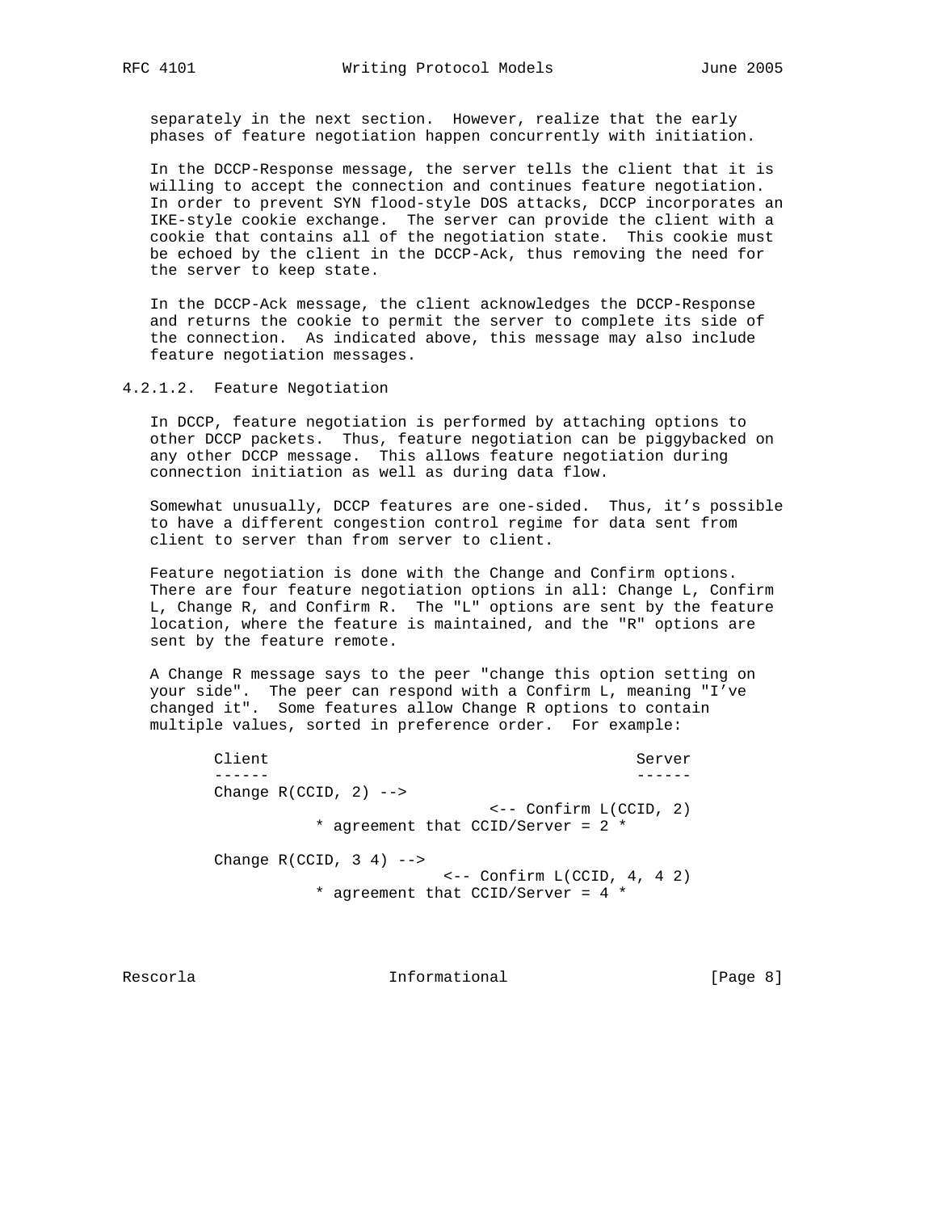separately in the next section. However, realize that the early phases of feature negotiation happen concurrently with initiation.

In the DCCP-Response message, the server tells the client that it is willing to accept the connection and continues feature negotiation. In order to prevent SYN flood-style DOS attacks, DCCP incorporates an IKE-style cookie exchange. The server can provide the client with a cookie that contains all of the negotiation state. This cookie must be echoed by the client in the DCCP-Ack, thus removing the need for the server to keep state.

In the DCCP-Ack message, the client acknowledges the DCCP-Response and returns the cookie to permit the server to complete its side of the connection. As indicated above, this message may also include feature negotiation messages.

#### 4.2.1.2. Feature Negotiation

In DCCP, feature negotiation is performed by attaching options to other DCCP packets. Thus, feature negotiation can be piggybacked on any other DCCP message. This allows feature negotiation during connection initiation as well as during data flow.

Somewhat unusually, DCCP features are one-sided. Thus, it’s possible to have a different congestion control regime for data sent from client to server than from server to client.

Feature negotiation is done with the Change and Confirm options. There are four feature negotiation options in all: Change L, Confirm L, Change R, and Confirm R. The "L" options are sent by the feature location, where the feature is maintained, and the "R" options are sent by the feature remote.

A Change R message says to the peer "change this option setting on your side". The peer can respond with a Confirm L, meaning "I’ve changed it". Some features allow Change R options to contain multiple values, sorted in preference order. For example:

```
Client                                         Server
------                                         ------
Change R(CCID, 2) -->
                              <-- Confirm L(CCID, 2)
           * agreement that CCID/Server = 2 *

Change R(CCID, 3 4) -->
                         <-- Confirm L(CCID, 4, 4 2)
           * agreement that CCID/Server = 4 *
```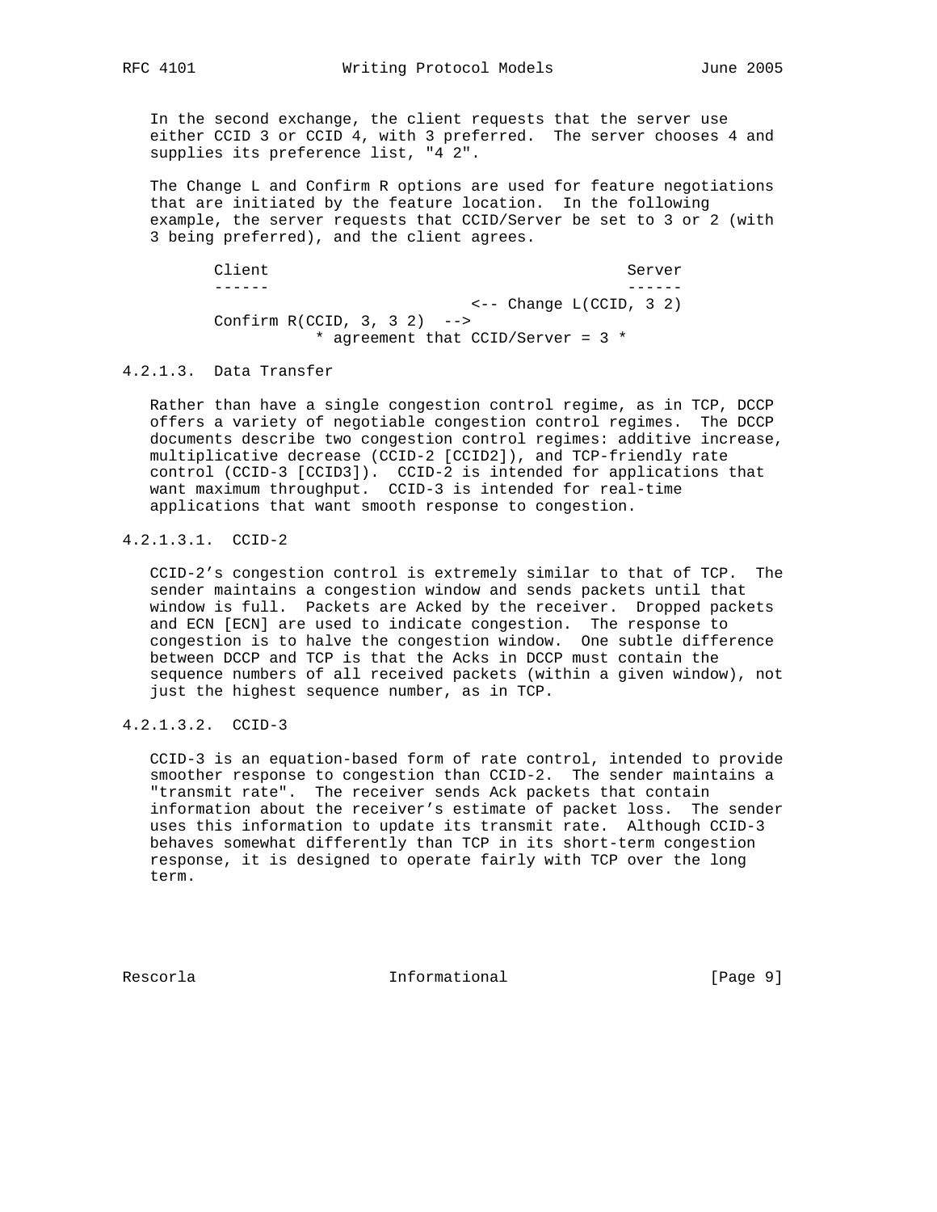In the second exchange, the client requests that the server use either CCID 3 or CCID 4, with 3 preferred. The server chooses 4 and supplies its preference list, "4 2".

The Change L and Confirm R options are used for feature negotiations that are initiated by the feature location. In the following example, the server requests that CCID/Server be set to 3 or 2 (with 3 being preferred), and the client agrees.

```
Client                                          Server
------                                          ------
                                   <-- Change L(CCID, 3 2)
Confirm R(CCID, 3, 3 2)  -->
              * agreement that CCID/Server = 3 *
```

#### 4.2.1.3. Data Transfer

Rather than have a single congestion control regime, as in TCP, DCCP offers a variety of negotiable congestion control regimes. The DCCP documents describe two congestion control regimes: additive increase, multiplicative decrease (CCID-2 [CCID2]), and TCP-friendly rate control (CCID-3 [CCID3]). CCID-2 is intended for applications that want maximum throughput. CCID-3 is intended for real-time applications that want smooth response to congestion.

##### 4.2.1.3.1. CCID-2

CCID-2's congestion control is extremely similar to that of TCP. The sender maintains a congestion window and sends packets until that window is full. Packets are Acked by the receiver. Dropped packets and ECN [ECN] are used to indicate congestion. The response to congestion is to halve the congestion window. One subtle difference between DCCP and TCP is that the Acks in DCCP must contain the sequence numbers of all received packets (within a given window), not just the highest sequence number, as in TCP.

##### 4.2.1.3.2. CCID-3

CCID-3 is an equation-based form of rate control, intended to provide smoother response to congestion than CCID-2. The sender maintains a "transmit rate". The receiver sends Ack packets that contain information about the receiver's estimate of packet loss. The sender uses this information to update its transmit rate. Although CCID-3 behaves somewhat differently than TCP in its short-term congestion response, it is designed to operate fairly with TCP over the long term.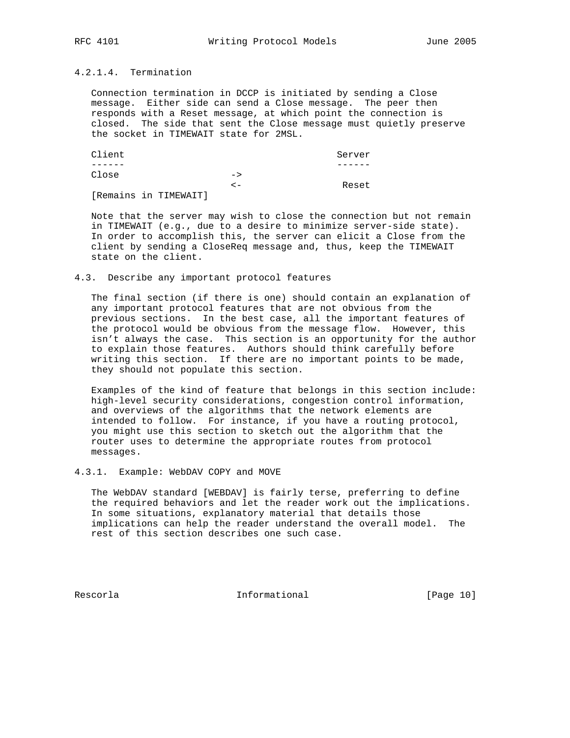#### 4.2.1.4. Termination

Connection termination in DCCP is initiated by sending a Close message. Either side can send a Close message. The peer then responds with a Reset message, at which point the connection is closed. The side that sent the Close message must quietly preserve the socket in TIMEWAIT state for 2MSL.

```
Client                                Server
------                                ------
Close                  ->
                       <-              Reset
[Remains in TIMEWAIT]
```

Note that the server may wish to close the connection but not remain in TIMEWAIT (e.g., due to a desire to minimize server-side state). In order to accomplish this, the server can elicit a Close from the client by sending a CloseReq message and, thus, keep the TIMEWAIT state on the client.

### 4.3. Describe any important protocol features

The final section (if there is one) should contain an explanation of any important protocol features that are not obvious from the previous sections. In the best case, all the important features of the protocol would be obvious from the message flow. However, this isn't always the case. This section is an opportunity for the author to explain those features. Authors should think carefully before writing this section. If there are no important points to be made, they should not populate this section.

Examples of the kind of feature that belongs in this section include: high-level security considerations, congestion control information, and overviews of the algorithms that the network elements are intended to follow. For instance, if you have a routing protocol, you might use this section to sketch out the algorithm that the router uses to determine the appropriate routes from protocol messages.

#### 4.3.1. Example: WebDAV COPY and MOVE

The WebDAV standard [WEBDAV] is fairly terse, preferring to define the required behaviors and let the reader work out the implications. In some situations, explanatory material that details those implications can help the reader understand the overall model. The rest of this section describes one such case.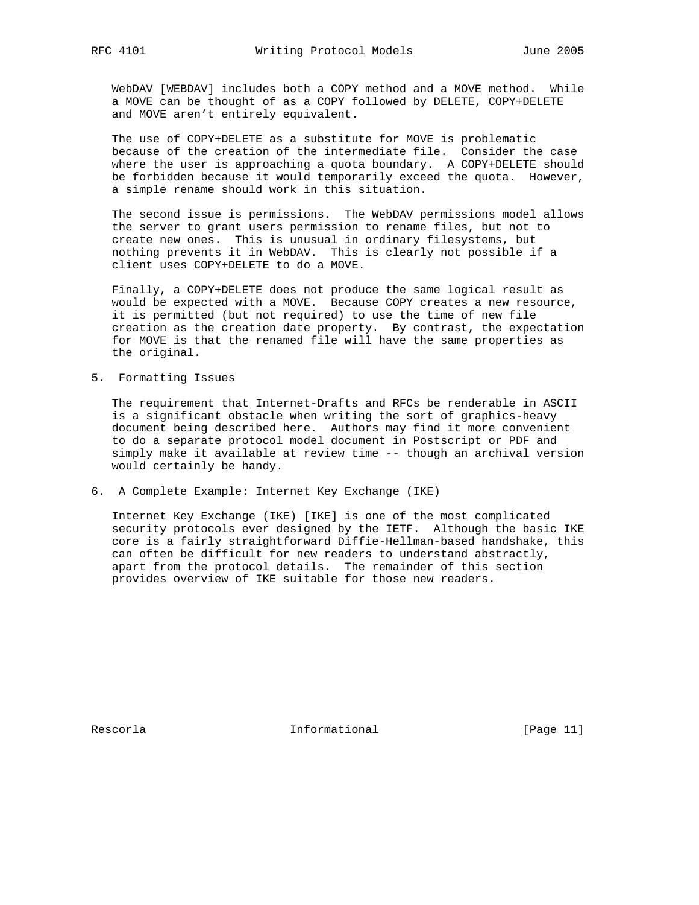WebDAV [WEBDAV] includes both a COPY method and a MOVE method. While a MOVE can be thought of as a COPY followed by DELETE, COPY+DELETE and MOVE aren't entirely equivalent.

The use of COPY+DELETE as a substitute for MOVE is problematic because of the creation of the intermediate file. Consider the case where the user is approaching a quota boundary. A COPY+DELETE should be forbidden because it would temporarily exceed the quota. However, a simple rename should work in this situation.

The second issue is permissions. The WebDAV permissions model allows the server to grant users permission to rename files, but not to create new ones. This is unusual in ordinary filesystems, but nothing prevents it in WebDAV. This is clearly not possible if a client uses COPY+DELETE to do a MOVE.

Finally, a COPY+DELETE does not produce the same logical result as would be expected with a MOVE. Because COPY creates a new resource, it is permitted (but not required) to use the time of new file creation as the creation date property. By contrast, the expectation for MOVE is that the renamed file will have the same properties as the original.

## 5. Formatting Issues

The requirement that Internet-Drafts and RFCs be renderable in ASCII is a significant obstacle when writing the sort of graphics-heavy document being described here. Authors may find it more convenient to do a separate protocol model document in Postscript or PDF and simply make it available at review time -- though an archival version would certainly be handy.

## 6. A Complete Example: Internet Key Exchange (IKE)

Internet Key Exchange (IKE) [IKE] is one of the most complicated security protocols ever designed by the IETF. Although the basic IKE core is a fairly straightforward Diffie-Hellman-based handshake, this can often be difficult for new readers to understand abstractly, apart from the protocol details. The remainder of this section provides overview of IKE suitable for those new readers.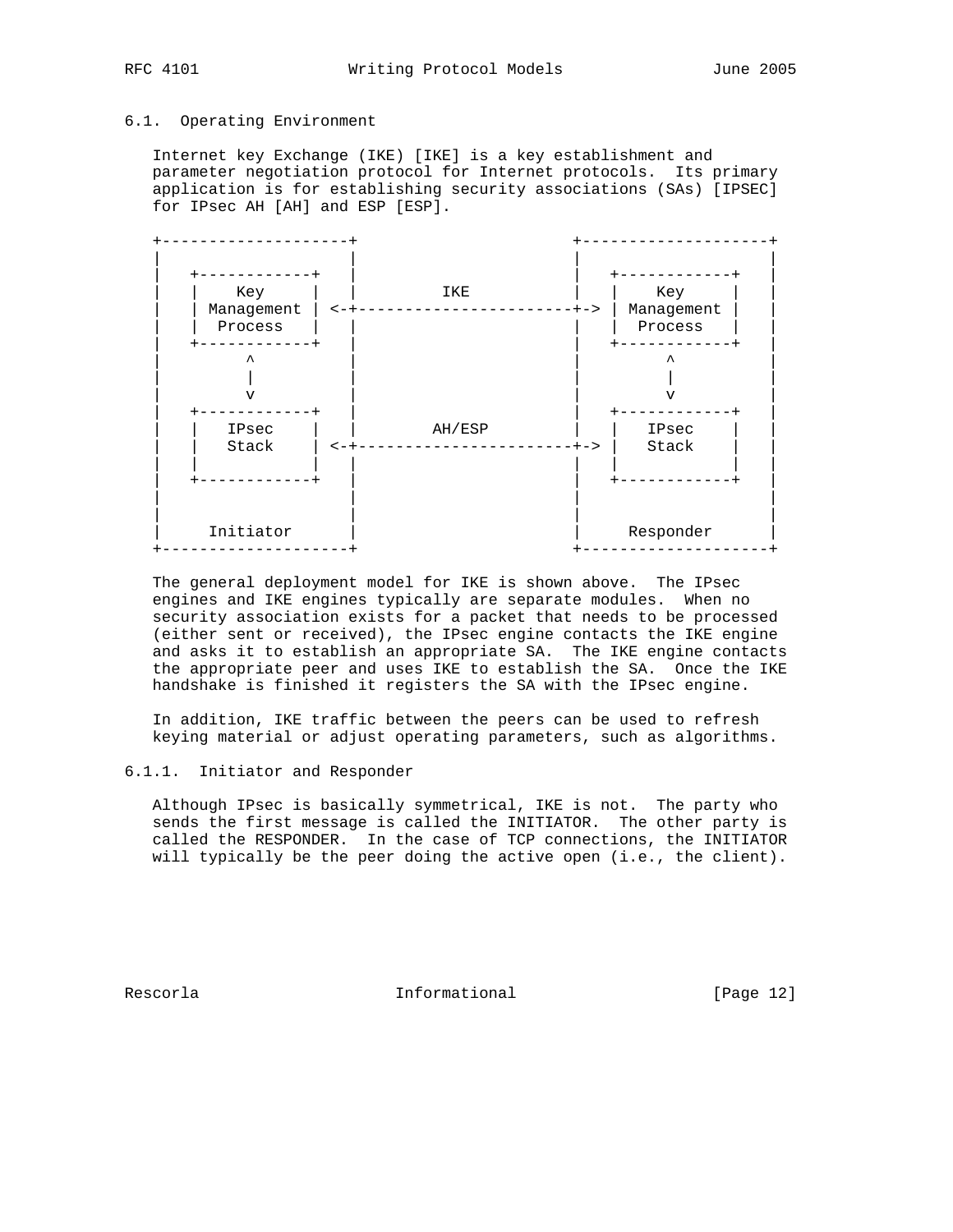### 6.1. Operating Environment

Internet key Exchange (IKE) [IKE] is a key establishment and parameter negotiation protocol for Internet protocols. Its primary application is for establishing security associations (SAs) [IPSEC] for IPsec AH [AH] and ESP [ESP].

```
+--------------------+                       +--------------------+
|                    |                       |                    |
|   +------------+   |                       |   +------------+   |
|   |    Key     |   |          IKE          |   |    Key     |   |
|   | Management | <-+-----------------------+-> | Management |   |
|   |  Process   |   |                       |   |  Process   |   |
|   +------------+   |                       |   +------------+   |
|         ^          |                       |         ^          |
|         |          |                       |         |          |
|         v          |                       |         v          |
|   +------------+   |                       |   +------------+   |
|   |   IPsec    |   |         AH/ESP        |   |   IPsec    |   |
|   |   Stack    | <-+-----------------------+-> |   Stack    |   |
|   |            |   |                       |   |            |   |
|   +------------+   |                       |   +------------+   |
|                    |                       |                    |
|                    |                       |                    |
|     Initiator      |                       |     Responder      |
+--------------------+                       +--------------------+
```

The general deployment model for IKE is shown above. The IPsec engines and IKE engines typically are separate modules. When no security association exists for a packet that needs to be processed (either sent or received), the IPsec engine contacts the IKE engine and asks it to establish an appropriate SA. The IKE engine contacts the appropriate peer and uses IKE to establish the SA. Once the IKE handshake is finished it registers the SA with the IPsec engine.

In addition, IKE traffic between the peers can be used to refresh keying material or adjust operating parameters, such as algorithms.

#### 6.1.1. Initiator and Responder

Although IPsec is basically symmetrical, IKE is not. The party who sends the first message is called the INITIATOR. The other party is called the RESPONDER. In the case of TCP connections, the INITIATOR will typically be the peer doing the active open (i.e., the client).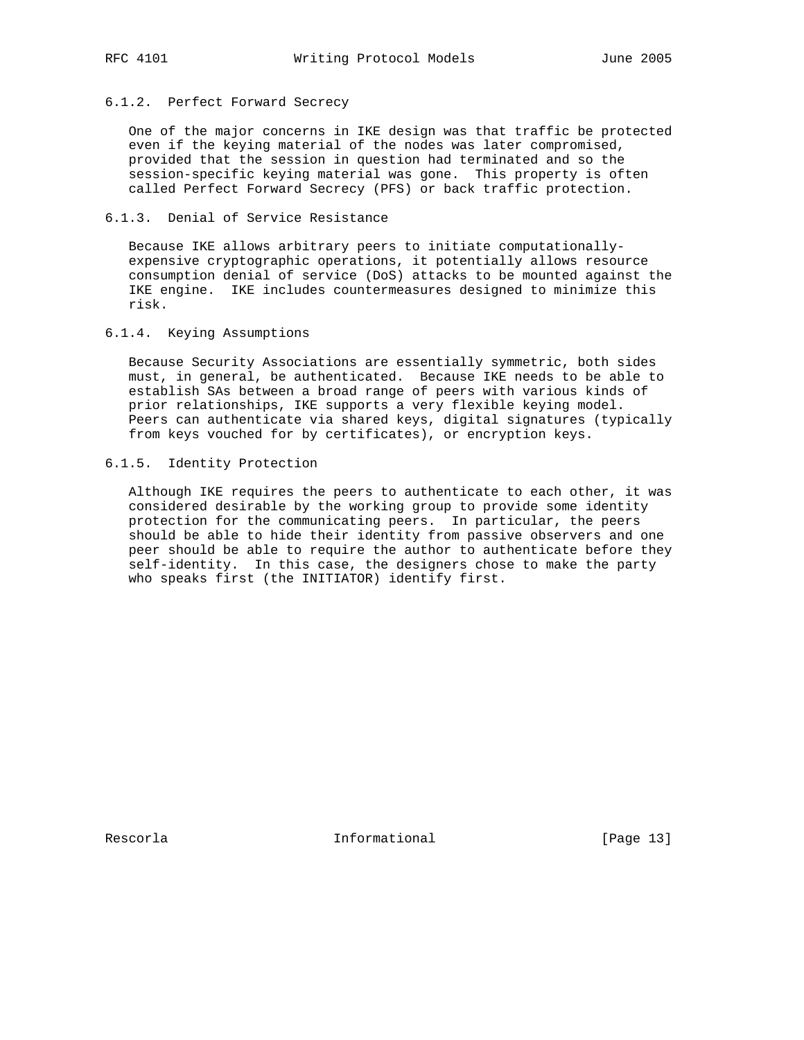#### 6.1.2. Perfect Forward Secrecy

One of the major concerns in IKE design was that traffic be protected even if the keying material of the nodes was later compromised, provided that the session in question had terminated and so the session-specific keying material was gone. This property is often called Perfect Forward Secrecy (PFS) or back traffic protection.

#### 6.1.3. Denial of Service Resistance

Because IKE allows arbitrary peers to initiate computationally-expensive cryptographic operations, it potentially allows resource consumption denial of service (DoS) attacks to be mounted against the IKE engine. IKE includes countermeasures designed to minimize this risk.

#### 6.1.4. Keying Assumptions

Because Security Associations are essentially symmetric, both sides must, in general, be authenticated. Because IKE needs to be able to establish SAs between a broad range of peers with various kinds of prior relationships, IKE supports a very flexible keying model. Peers can authenticate via shared keys, digital signatures (typically from keys vouched for by certificates), or encryption keys.

#### 6.1.5. Identity Protection

Although IKE requires the peers to authenticate to each other, it was considered desirable by the working group to provide some identity protection for the communicating peers. In particular, the peers should be able to hide their identity from passive observers and one peer should be able to require the author to authenticate before they self-identity. In this case, the designers chose to make the party who speaks first (the INITIATOR) identify first.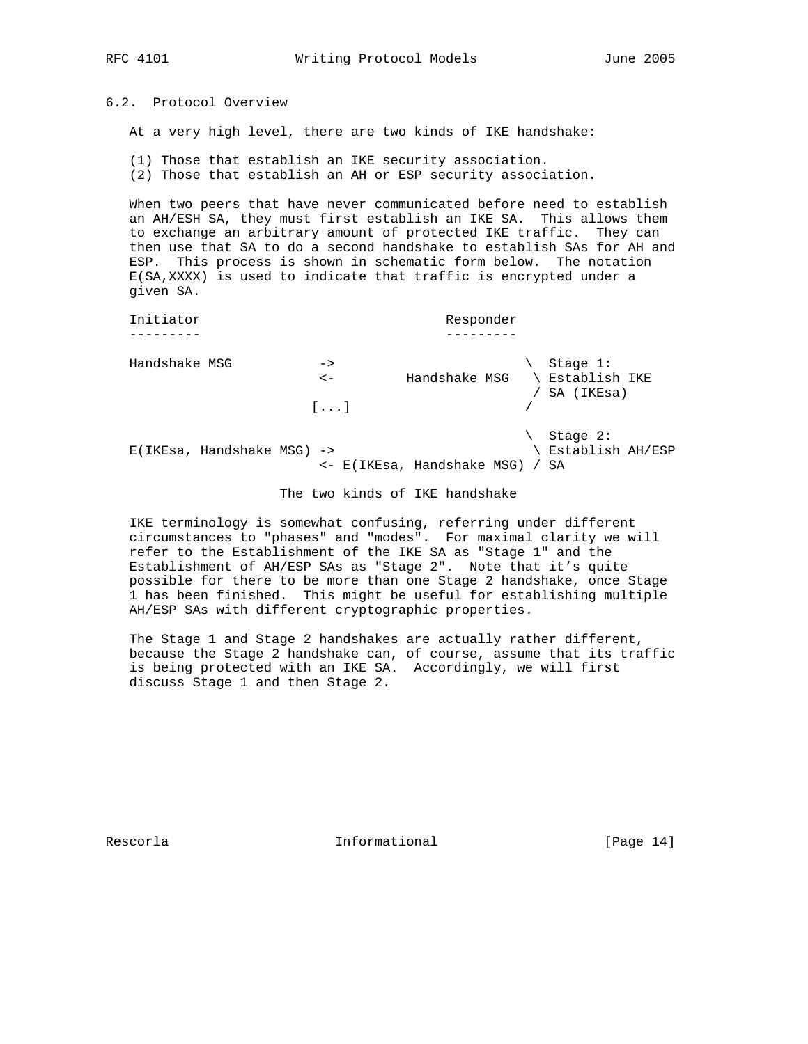## 6.2. Protocol Overview

At a very high level, there are two kinds of IKE handshake:

(1) Those that establish an IKE security association.
(2) Those that establish an AH or ESP security association.

When two peers that have never communicated before need to establish an AH/ESH SA, they must first establish an IKE SA. This allows them to exchange an arbitrary amount of protected IKE traffic. They can then use that SA to do a second handshake to establish SAs for AH and ESP. This process is shown in schematic form below. The notation E(SA,XXXX) is used to indicate that traffic is encrypted under a given SA.

```
Initiator                           Responder
---------                           ---------

Handshake MSG           ->                      \  Stage 1:
                        <-         Handshake MSG   \ Establish IKE
                                                   / SA (IKEsa)
                       [...]                     /

                                                \  Stage 2:
E(IKEsa, Handshake MSG) ->                        \ Establish AH/ESP
                        <- E(IKEsa, Handshake MSG) / SA
```

The two kinds of IKE handshake

IKE terminology is somewhat confusing, referring under different circumstances to "phases" and "modes". For maximal clarity we will refer to the Establishment of the IKE SA as "Stage 1" and the Establishment of AH/ESP SAs as "Stage 2". Note that it's quite possible for there to be more than one Stage 2 handshake, once Stage 1 has been finished. This might be useful for establishing multiple AH/ESP SAs with different cryptographic properties.

The Stage 1 and Stage 2 handshakes are actually rather different, because the Stage 2 handshake can, of course, assume that its traffic is being protected with an IKE SA. Accordingly, we will first discuss Stage 1 and then Stage 2.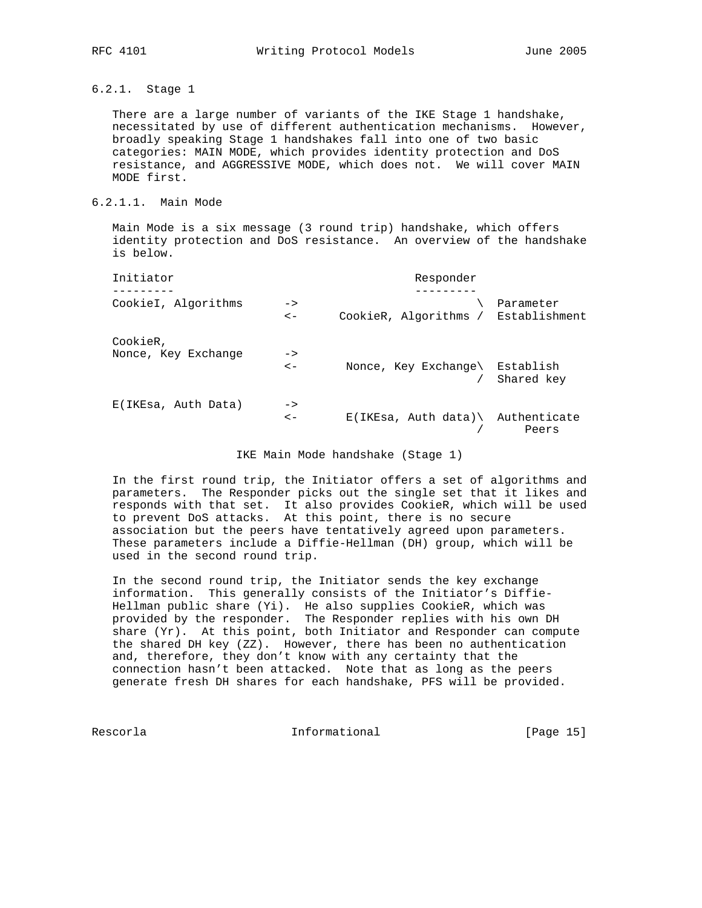### 6.2.1. Stage 1

There are a large number of variants of the IKE Stage 1 handshake, necessitated by use of different authentication mechanisms. However, broadly speaking Stage 1 handshakes fall into one of two basic categories: MAIN MODE, which provides identity protection and DoS resistance, and AGGRESSIVE MODE, which does not. We will cover MAIN MODE first.

#### 6.2.1.1. Main Mode

Main Mode is a six message (3 round trip) handshake, which offers identity protection and DoS resistance. An overview of the handshake is below.

```
Initiator                                Responder
---------                                ---------
CookieI, Algorithms      ->                         \  Parameter
                         <-      CookieR, Algorithms /  Establishment

CookieR,
Nonce, Key Exchange      ->
                         <-       Nonce, Key Exchange\  Establish
                                                     /  Shared key

E(IKEsa, Auth Data)      ->
                         <-       E(IKEsa, Auth data)\  Authenticate
                                                     /      Peers
```

IKE Main Mode handshake (Stage 1)

In the first round trip, the Initiator offers a set of algorithms and parameters. The Responder picks out the single set that it likes and responds with that set. It also provides CookieR, which will be used to prevent DoS attacks. At this point, there is no secure association but the peers have tentatively agreed upon parameters. These parameters include a Diffie-Hellman (DH) group, which will be used in the second round trip.

In the second round trip, the Initiator sends the key exchange information. This generally consists of the Initiator's Diffie-Hellman public share (Yi). He also supplies CookieR, which was provided by the responder. The Responder replies with his own DH share (Yr). At this point, both Initiator and Responder can compute the shared DH key (ZZ). However, there has been no authentication and, therefore, they don't know with any certainty that the connection hasn't been attacked. Note that as long as the peers generate fresh DH shares for each handshake, PFS will be provided.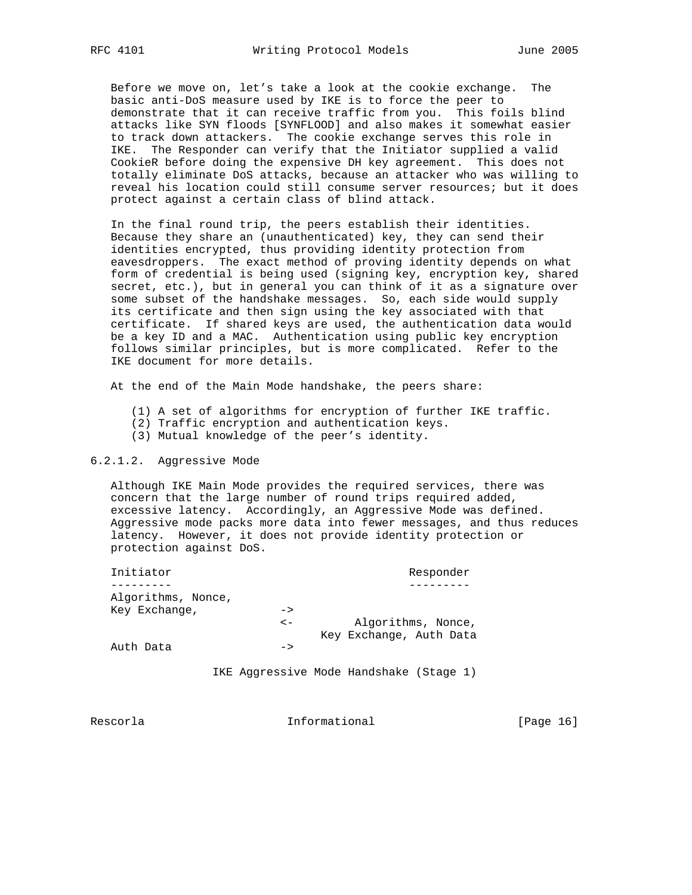Before we move on, let's take a look at the cookie exchange. The basic anti-DoS measure used by IKE is to force the peer to demonstrate that it can receive traffic from you. This foils blind attacks like SYN floods [SYNFLOOD] and also makes it somewhat easier to track down attackers. The cookie exchange serves this role in IKE. The Responder can verify that the Initiator supplied a valid CookieR before doing the expensive DH key agreement. This does not totally eliminate DoS attacks, because an attacker who was willing to reveal his location could still consume server resources; but it does protect against a certain class of blind attack.

In the final round trip, the peers establish their identities. Because they share an (unauthenticated) key, they can send their identities encrypted, thus providing identity protection from eavesdroppers. The exact method of proving identity depends on what form of credential is being used (signing key, encryption key, shared secret, etc.), but in general you can think of it as a signature over some subset of the handshake messages. So, each side would supply its certificate and then sign using the key associated with that certificate. If shared keys are used, the authentication data would be a key ID and a MAC. Authentication using public key encryption follows similar principles, but is more complicated. Refer to the IKE document for more details.

At the end of the Main Mode handshake, the peers share:

(1) A set of algorithms for encryption of further IKE traffic.
(2) Traffic encryption and authentication keys.
(3) Mutual knowledge of the peer's identity.

#### 6.2.1.2. Aggressive Mode

Although IKE Main Mode provides the required services, there was concern that the large number of round trips required added, excessive latency. Accordingly, an Aggressive Mode was defined. Aggressive mode packs more data into fewer messages, and thus reduces latency. However, it does not provide identity protection or protection against DoS.

```
Initiator                                         Responder
---------                                         ---------
Algorithms, Nonce,
Key Exchange,            ->
                         <-          Algorithms, Nonce,
                                Key Exchange, Auth Data
Auth Data                ->

                IKE Aggressive Mode Handshake (Stage 1)
```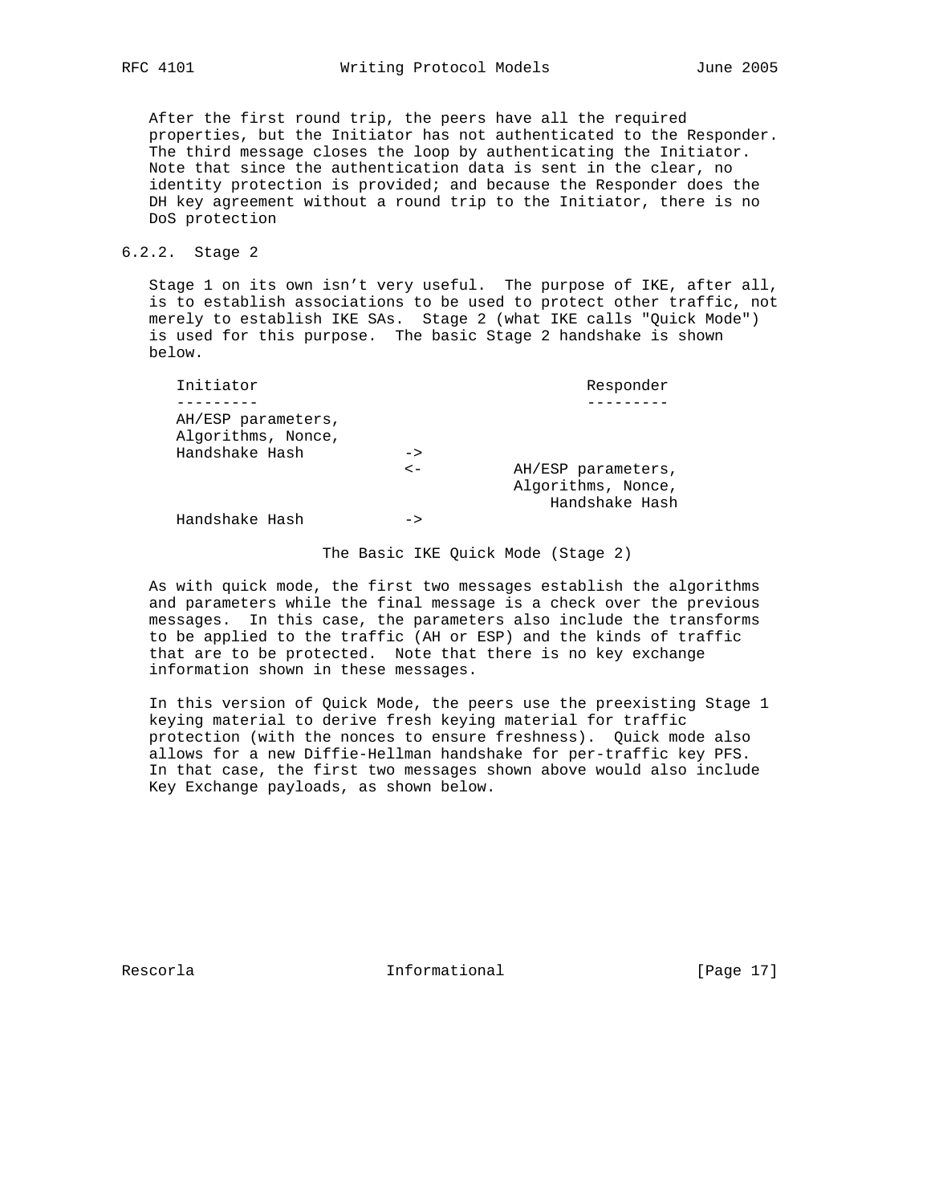After the first round trip, the peers have all the required properties, but the Initiator has not authenticated to the Responder. The third message closes the loop by authenticating the Initiator. Note that since the authentication data is sent in the clear, no identity protection is provided; and because the Responder does the DH key agreement without a round trip to the Initiator, there is no DoS protection

### 6.2.2. Stage 2

Stage 1 on its own isn't very useful. The purpose of IKE, after all, is to establish associations to be used to protect other traffic, not merely to establish IKE SAs. Stage 2 (what IKE calls "Quick Mode") is used for this purpose. The basic Stage 2 handshake is shown below.

```
Initiator                                   Responder
---------                                   ---------
AH/ESP parameters,
Algorithms, Nonce,
Handshake Hash           ->
                         <-          AH/ESP parameters,
                                     Algorithms, Nonce,
                                        Handshake Hash
Handshake Hash           ->
```

The Basic IKE Quick Mode (Stage 2)

As with quick mode, the first two messages establish the algorithms and parameters while the final message is a check over the previous messages. In this case, the parameters also include the transforms to be applied to the traffic (AH or ESP) and the kinds of traffic that are to be protected. Note that there is no key exchange information shown in these messages.

In this version of Quick Mode, the peers use the preexisting Stage 1 keying material to derive fresh keying material for traffic protection (with the nonces to ensure freshness). Quick mode also allows for a new Diffie-Hellman handshake for per-traffic key PFS. In that case, the first two messages shown above would also include Key Exchange payloads, as shown below.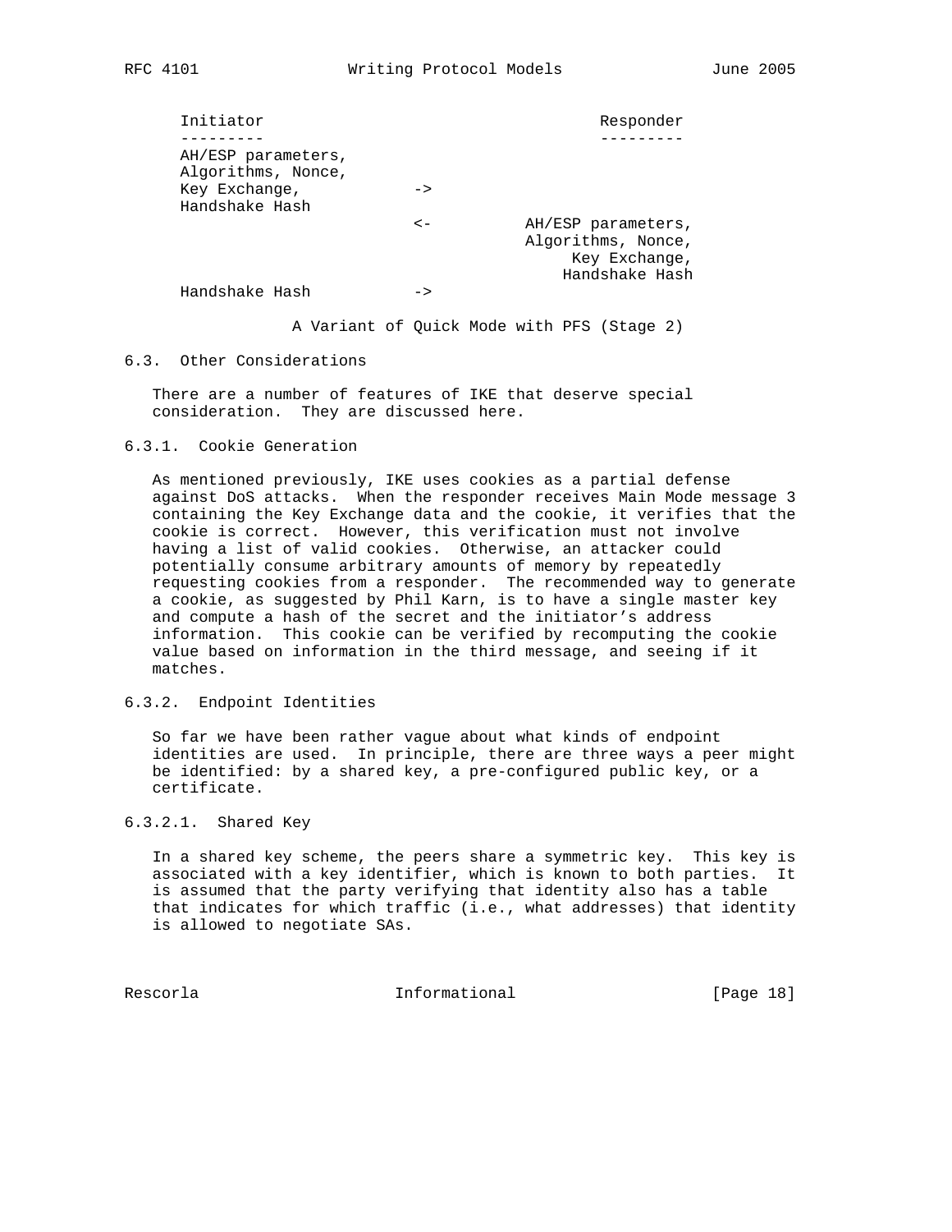```
 Initiator                                      Responder
 ---------                                      ---------
 AH/ESP parameters,
 Algorithms, Nonce,
 Key Exchange,            ->
 Handshake Hash
                          <-          AH/ESP parameters,
                                      Algorithms, Nonce,
                                           Key Exchange,
                                          Handshake Hash
 Handshake Hash           ->
```

A Variant of Quick Mode with PFS (Stage 2)

### 6.3. Other Considerations

There are a number of features of IKE that deserve special consideration. They are discussed here.

#### 6.3.1. Cookie Generation

As mentioned previously, IKE uses cookies as a partial defense against DoS attacks. When the responder receives Main Mode message 3 containing the Key Exchange data and the cookie, it verifies that the cookie is correct. However, this verification must not involve having a list of valid cookies. Otherwise, an attacker could potentially consume arbitrary amounts of memory by repeatedly requesting cookies from a responder. The recommended way to generate a cookie, as suggested by Phil Karn, is to have a single master key and compute a hash of the secret and the initiator's address information. This cookie can be verified by recomputing the cookie value based on information in the third message, and seeing if it matches.

#### 6.3.2. Endpoint Identities

So far we have been rather vague about what kinds of endpoint identities are used. In principle, there are three ways a peer might be identified: by a shared key, a pre-configured public key, or a certificate.

##### 6.3.2.1. Shared Key

In a shared key scheme, the peers share a symmetric key. This key is associated with a key identifier, which is known to both parties. It is assumed that the party verifying that identity also has a table that indicates for which traffic (i.e., what addresses) that identity is allowed to negotiate SAs.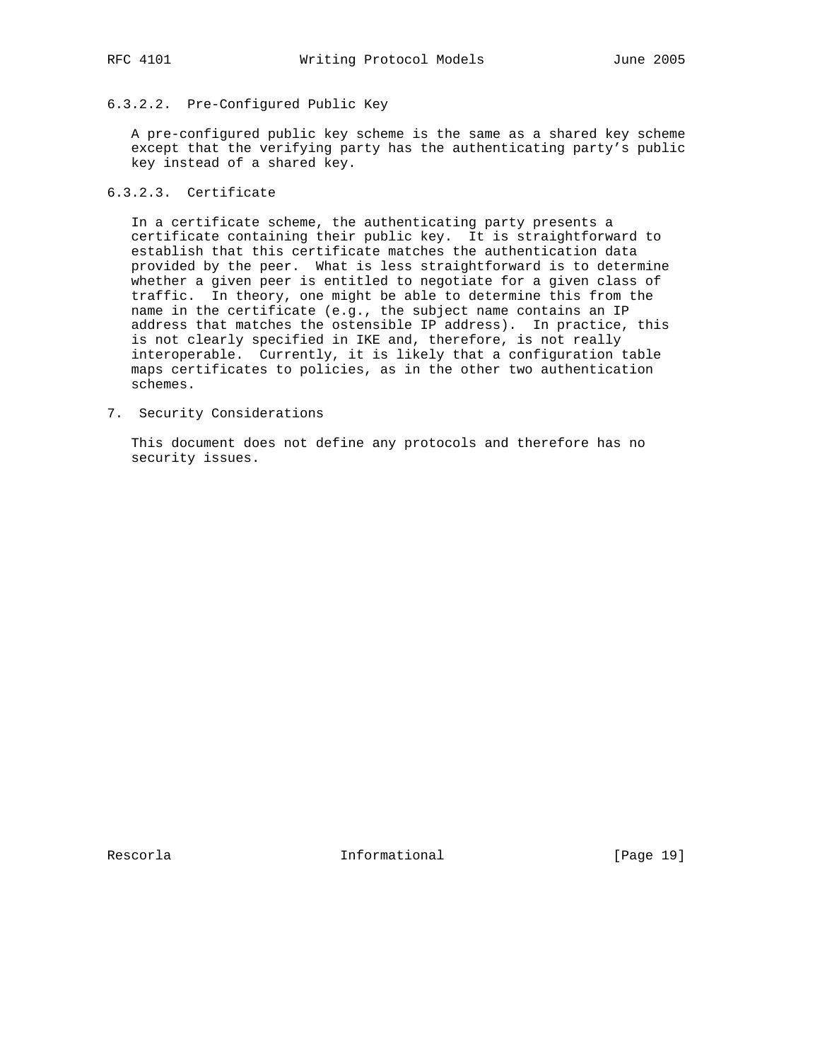#### 6.3.2.2. Pre-Configured Public Key

A pre-configured public key scheme is the same as a shared key scheme except that the verifying party has the authenticating party's public key instead of a shared key.

#### 6.3.2.3. Certificate

In a certificate scheme, the authenticating party presents a certificate containing their public key. It is straightforward to establish that this certificate matches the authentication data provided by the peer. What is less straightforward is to determine whether a given peer is entitled to negotiate for a given class of traffic. In theory, one might be able to determine this from the name in the certificate (e.g., the subject name contains an IP address that matches the ostensible IP address). In practice, this is not clearly specified in IKE and, therefore, is not really interoperable. Currently, it is likely that a configuration table maps certificates to policies, as in the other two authentication schemes.

## 7. Security Considerations

This document does not define any protocols and therefore has no security issues.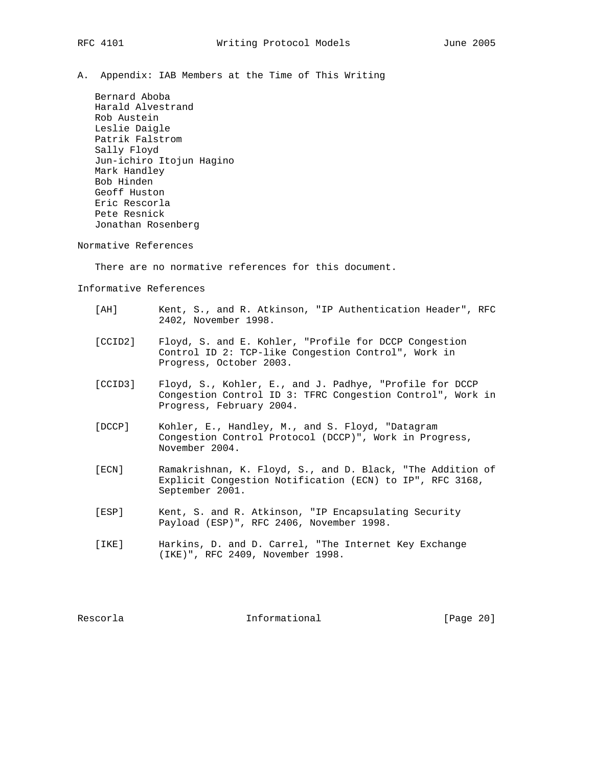## A. Appendix: IAB Members at the Time of This Writing

Bernard Aboba
Harald Alvestrand
Rob Austein
Leslie Daigle
Patrik Falstrom
Sally Floyd
Jun-ichiro Itojun Hagino
Mark Handley
Bob Hinden
Geoff Huston
Eric Rescorla
Pete Resnick
Jonathan Rosenberg

## Normative References

There are no normative references for this document.

## Informative References

[AH] Kent, S., and R. Atkinson, "IP Authentication Header", RFC 2402, November 1998.

[CCID2] Floyd, S. and E. Kohler, "Profile for DCCP Congestion Control ID 2: TCP-like Congestion Control", Work in Progress, October 2003.

[CCID3] Floyd, S., Kohler, E., and J. Padhye, "Profile for DCCP Congestion Control ID 3: TFRC Congestion Control", Work in Progress, February 2004.

[DCCP] Kohler, E., Handley, M., and S. Floyd, "Datagram Congestion Control Protocol (DCCP)", Work in Progress, November 2004.

[ECN] Ramakrishnan, K. Floyd, S., and D. Black, "The Addition of Explicit Congestion Notification (ECN) to IP", RFC 3168, September 2001.

[ESP] Kent, S. and R. Atkinson, "IP Encapsulating Security Payload (ESP)", RFC 2406, November 1998.

[IKE] Harkins, D. and D. Carrel, "The Internet Key Exchange (IKE)", RFC 2409, November 1998.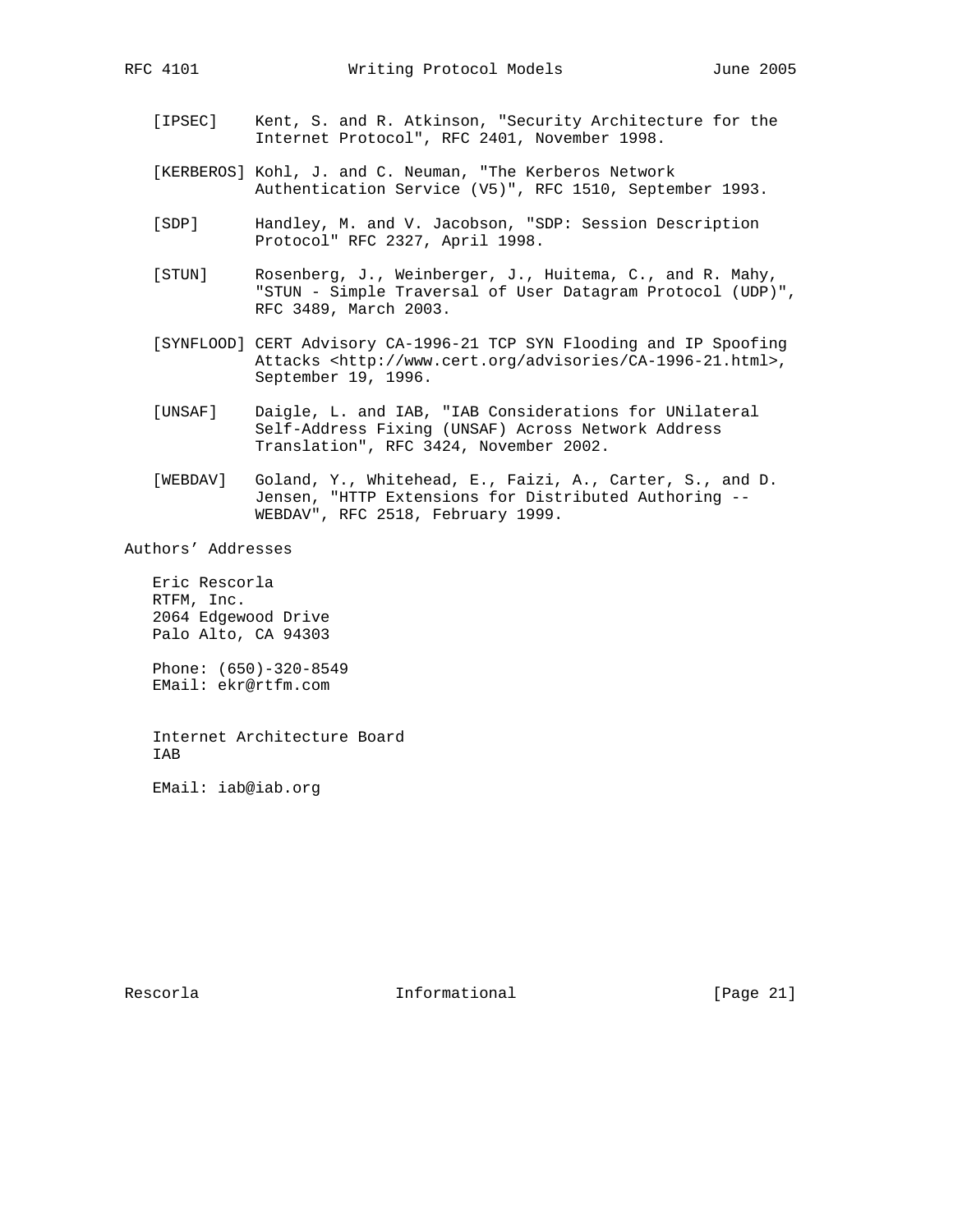[IPSEC] Kent, S. and R. Atkinson, "Security Architecture for the Internet Protocol", RFC 2401, November 1998.

[KERBEROS] Kohl, J. and C. Neuman, "The Kerberos Network Authentication Service (V5)", RFC 1510, September 1993.

[SDP] Handley, M. and V. Jacobson, "SDP: Session Description Protocol" RFC 2327, April 1998.

[STUN] Rosenberg, J., Weinberger, J., Huitema, C., and R. Mahy, "STUN - Simple Traversal of User Datagram Protocol (UDP)", RFC 3489, March 2003.

[SYNFLOOD] CERT Advisory CA-1996-21 TCP SYN Flooding and IP Spoofing Attacks <http://www.cert.org/advisories/CA-1996-21.html>, September 19, 1996.

[UNSAF] Daigle, L. and IAB, "IAB Considerations for UNilateral Self-Address Fixing (UNSAF) Across Network Address Translation", RFC 3424, November 2002.

[WEBDAV] Goland, Y., Whitehead, E., Faizi, A., Carter, S., and D. Jensen, "HTTP Extensions for Distributed Authoring -- WEBDAV", RFC 2518, February 1999.

## Authors' Addresses

Eric Rescorla
RTFM, Inc.
2064 Edgewood Drive
Palo Alto, CA 94303

Phone: (650)-320-8549
EMail: ekr@rtfm.com

Internet Architecture Board
IAB

EMail: iab@iab.org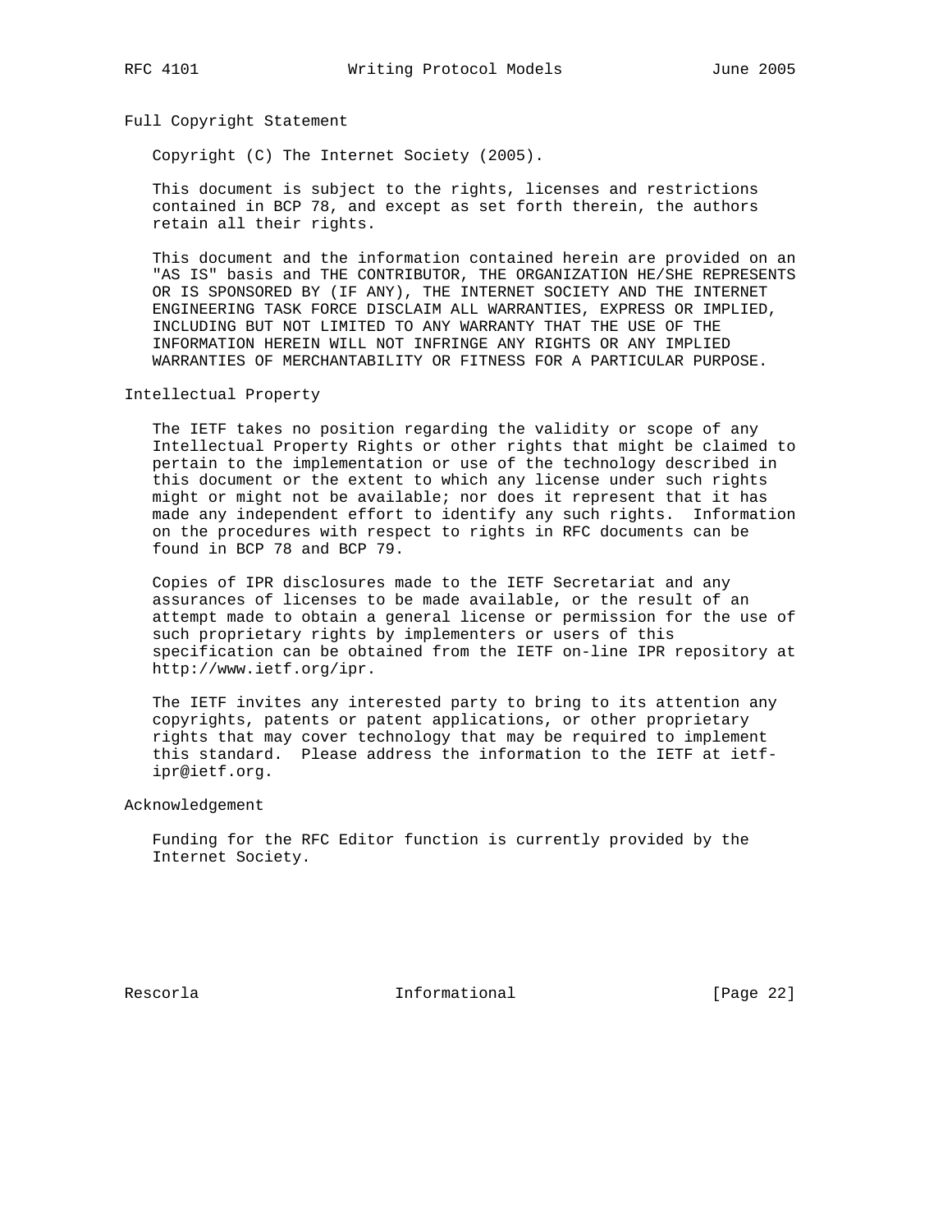## Full Copyright Statement

Copyright (C) The Internet Society (2005).

This document is subject to the rights, licenses and restrictions contained in BCP 78, and except as set forth therein, the authors retain all their rights.

This document and the information contained herein are provided on an "AS IS" basis and THE CONTRIBUTOR, THE ORGANIZATION HE/SHE REPRESENTS OR IS SPONSORED BY (IF ANY), THE INTERNET SOCIETY AND THE INTERNET ENGINEERING TASK FORCE DISCLAIM ALL WARRANTIES, EXPRESS OR IMPLIED, INCLUDING BUT NOT LIMITED TO ANY WARRANTY THAT THE USE OF THE INFORMATION HEREIN WILL NOT INFRINGE ANY RIGHTS OR ANY IMPLIED WARRANTIES OF MERCHANTABILITY OR FITNESS FOR A PARTICULAR PURPOSE.

## Intellectual Property

The IETF takes no position regarding the validity or scope of any Intellectual Property Rights or other rights that might be claimed to pertain to the implementation or use of the technology described in this document or the extent to which any license under such rights might or might not be available; nor does it represent that it has made any independent effort to identify any such rights. Information on the procedures with respect to rights in RFC documents can be found in BCP 78 and BCP 79.

Copies of IPR disclosures made to the IETF Secretariat and any assurances of licenses to be made available, or the result of an attempt made to obtain a general license or permission for the use of such proprietary rights by implementers or users of this specification can be obtained from the IETF on-line IPR repository at http://www.ietf.org/ipr.

The IETF invites any interested party to bring to its attention any copyrights, patents or patent applications, or other proprietary rights that may cover technology that may be required to implement this standard. Please address the information to the IETF at ietf-ipr@ietf.org.

## Acknowledgement

Funding for the RFC Editor function is currently provided by the Internet Society.